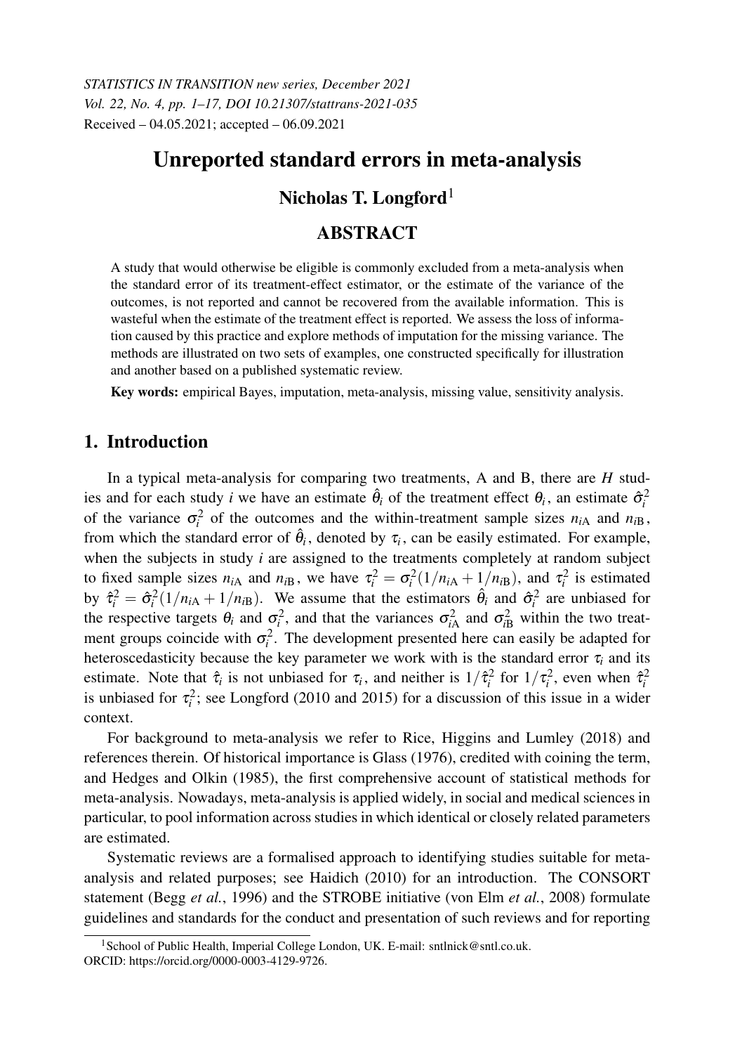*STATISTICS IN TRANSITION new series, December 2021*
*Vol. 22, No. 4, pp. 1–17, DOI 10.21307/stattrans-2021-035*
Received – 04.05.2021; accepted – 06.09.2021

# Unreported standard errors in meta-analysis

## Nicholas T. Longford[1]

## ABSTRACT

A study that would otherwise be eligible is commonly excluded from a meta-analysis when the standard error of its treatment-effect estimator, or the estimate of the variance of the outcomes, is not reported and cannot be recovered from the available information. This is wasteful when the estimate of the treatment effect is reported. We assess the loss of information caused by this practice and explore methods of imputation for the missing variance. The methods are illustrated on two sets of examples, one constructed specifically for illustration and another based on a published systematic review.

**Key words:** empirical Bayes, imputation, meta-analysis, missing value, sensitivity analysis.

## 1. Introduction

In a typical meta-analysis for comparing two treatments, A and B, there are $H$ studies and for each study $i$ we have an estimate $\hat{\theta}_i$ of the treatment effect $\theta_i$, an estimate $\hat{\sigma}_i^2$ of the variance $\sigma_i^2$ of the outcomes and the within-treatment sample sizes $n_{i\mathrm{A}}$ and $n_{i\mathrm{B}}$, from which the standard error of $\hat{\theta}_i$, denoted by $\tau_i$, can be easily estimated. For example, when the subjects in study $i$ are assigned to the treatments completely at random subject to fixed sample sizes $n_{i\mathrm{A}}$ and $n_{i\mathrm{B}}$, we have $\tau_i^2 = \sigma_i^2(1/n_{i\mathrm{A}} + 1/n_{i\mathrm{B}})$, and $\tau_i^2$ is estimated by $\hat{\tau}_i^2 = \hat{\sigma}_i^2(1/n_{i\mathrm{A}} + 1/n_{i\mathrm{B}})$. We assume that the estimators $\hat{\theta}_i$ and $\hat{\sigma}_i^2$ are unbiased for the respective targets $\theta_i$ and $\sigma_i^2$, and that the variances $\sigma_{i\mathrm{A}}^2$ and $\sigma_{i\mathrm{B}}^2$ within the two treatment groups coincide with $\sigma_i^2$. The development presented here can easily be adapted for heteroscedasticity because the key parameter we work with is the standard error $\tau_i$ and its estimate. Note that $\hat{\tau}_i$ is not unbiased for $\tau_i$, and neither is $1/\hat{\tau}_i^2$ for $1/\tau_i^2$, even when $\hat{\tau}_i^2$ is unbiased for $\tau_i^2$; see Longford (2010 and 2015) for a discussion of this issue in a wider context.

For background to meta-analysis we refer to Rice, Higgins and Lumley (2018) and references therein. Of historical importance is Glass (1976), credited with coining the term, and Hedges and Olkin (1985), the first comprehensive account of statistical methods for meta-analysis. Nowadays, meta-analysis is applied widely, in social and medical sciences in particular, to pool information across studies in which identical or closely related parameters are estimated.

Systematic reviews are a formalised approach to identifying studies suitable for meta-analysis and related purposes; see Haidich (2010) for an introduction. The CONSORT statement (Begg *et al.*, 1996) and the STROBE initiative (von Elm *et al.*, 2008) formulate guidelines and standards for the conduct and presentation of such reviews and for reporting

[1] School of Public Health, Imperial College London, UK. E-mail: sntlnick@sntl.co.uk. ORCID: https://orcid.org/0000-0003-4129-9726.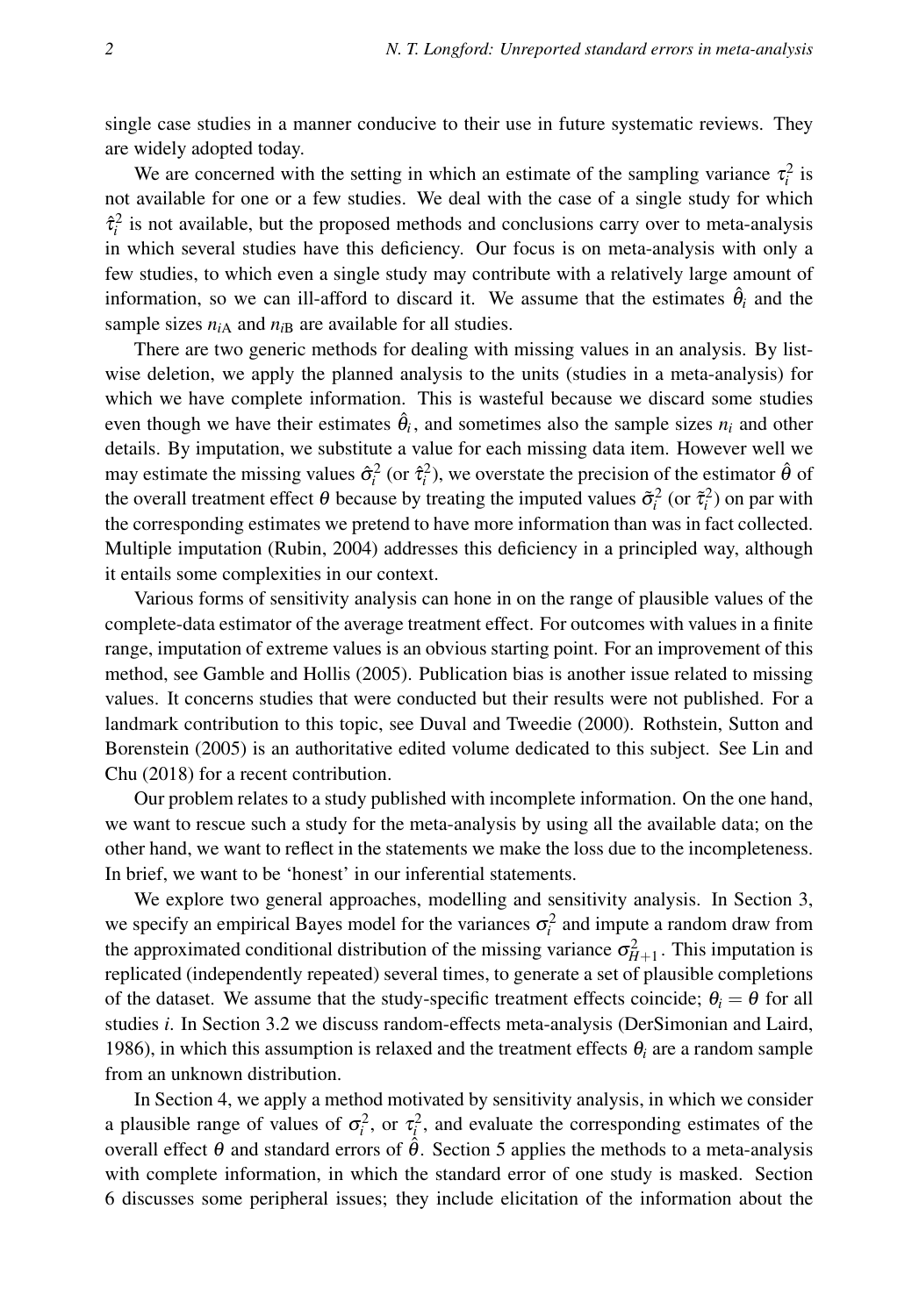single case studies in a manner conducive to their use in future systematic reviews. They are widely adopted today.

We are concerned with the setting in which an estimate of the sampling variance $\tau_i^2$ is not available for one or a few studies. We deal with the case of a single study for which $\hat{\tau}_i^2$ is not available, but the proposed methods and conclusions carry over to meta-analysis in which several studies have this deficiency. Our focus is on meta-analysis with only a few studies, to which even a single study may contribute with a relatively large amount of information, so we can ill-afford to discard it. We assume that the estimates $\hat{\theta}_i$ and the sample sizes $n_{i\mathrm{A}}$ and $n_{i\mathrm{B}}$ are available for all studies.

There are two generic methods for dealing with missing values in an analysis. By listwise deletion, we apply the planned analysis to the units (studies in a meta-analysis) for which we have complete information. This is wasteful because we discard some studies even though we have their estimates $\hat{\theta}_i$, and sometimes also the sample sizes $n_i$ and other details. By imputation, we substitute a value for each missing data item. However well we may estimate the missing values $\hat{\sigma}_i^2$ (or $\hat{\tau}_i^2$), we overstate the precision of the estimator $\hat{\theta}$ of the overall treatment effect $\theta$ because by treating the imputed values $\tilde{\sigma}_i^2$ (or $\tilde{\tau}_i^2$) on par with the corresponding estimates we pretend to have more information than was in fact collected. Multiple imputation (Rubin, 2004) addresses this deficiency in a principled way, although it entails some complexities in our context.

Various forms of sensitivity analysis can hone in on the range of plausible values of the complete-data estimator of the average treatment effect. For outcomes with values in a finite range, imputation of extreme values is an obvious starting point. For an improvement of this method, see Gamble and Hollis (2005). Publication bias is another issue related to missing values. It concerns studies that were conducted but their results were not published. For a landmark contribution to this topic, see Duval and Tweedie (2000). Rothstein, Sutton and Borenstein (2005) is an authoritative edited volume dedicated to this subject. See Lin and Chu (2018) for a recent contribution.

Our problem relates to a study published with incomplete information. On the one hand, we want to rescue such a study for the meta-analysis by using all the available data; on the other hand, we want to reflect in the statements we make the loss due to the incompleteness. In brief, we want to be 'honest' in our inferential statements.

We explore two general approaches, modelling and sensitivity analysis. In Section 3, we specify an empirical Bayes model for the variances $\sigma_i^2$ and impute a random draw from the approximated conditional distribution of the missing variance $\sigma_{H+1}^2$. This imputation is replicated (independently repeated) several times, to generate a set of plausible completions of the dataset. We assume that the study-specific treatment effects coincide; $\theta_i = \theta$ for all studies $i$. In Section 3.2 we discuss random-effects meta-analysis (DerSimonian and Laird, 1986), in which this assumption is relaxed and the treatment effects $\theta_i$ are a random sample from an unknown distribution.

In Section 4, we apply a method motivated by sensitivity analysis, in which we consider a plausible range of values of $\sigma_i^2$, or $\tau_i^2$, and evaluate the corresponding estimates of the overall effect $\theta$ and standard errors of $\hat{\theta}$. Section 5 applies the methods to a meta-analysis with complete information, in which the standard error of one study is masked. Section 6 discusses some peripheral issues; they include elicitation of the information about the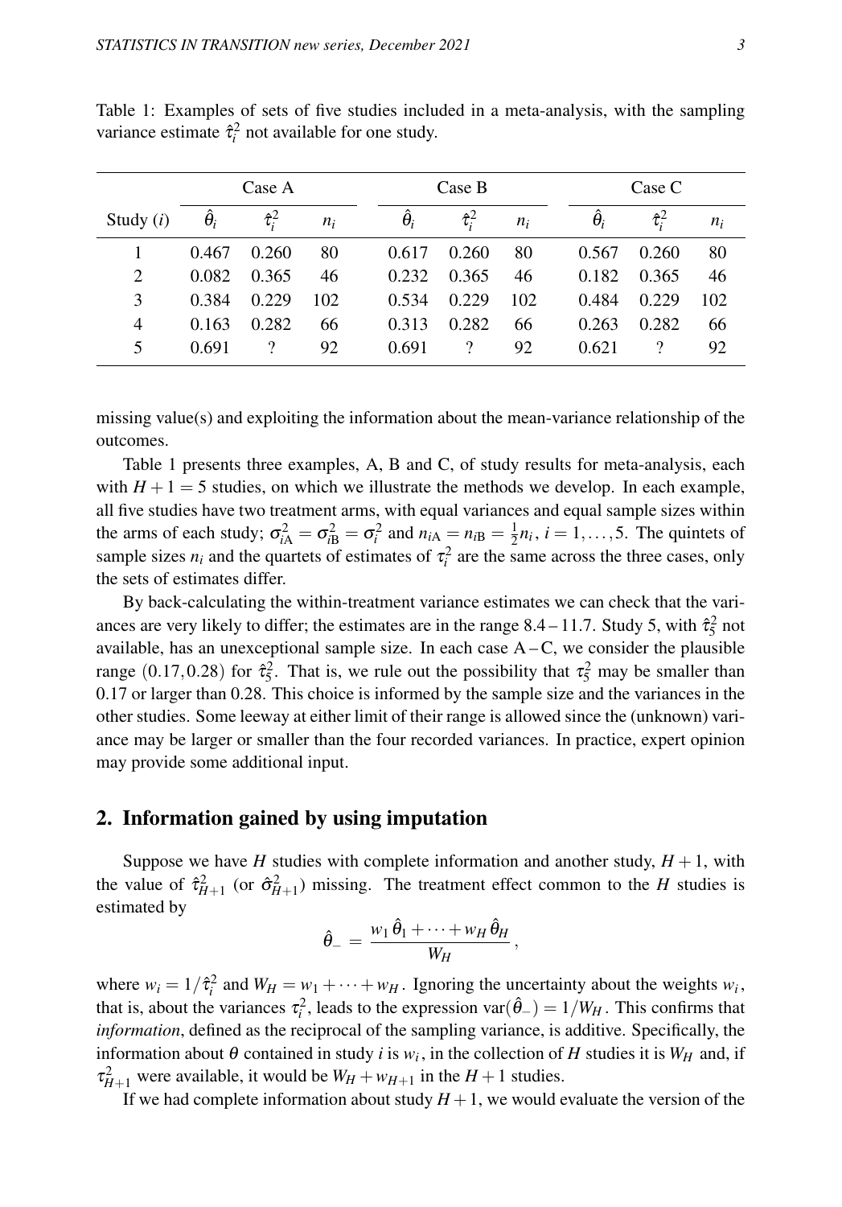Table 1: Examples of sets of five studies included in a meta-analysis, with the sampling variance estimate $\hat{\tau}_i^2$ not available for one study.

| | Case A | | | Case B | | | Case C | | |
|---|---|---|---|---|---|---|---|---|---|
| Study ($i$) | $\hat{\theta}_i$ | $\hat{\tau}_i^2$ | $n_i$ | $\hat{\theta}_i$ | $\hat{\tau}_i^2$ | $n_i$ | $\hat{\theta}_i$ | $\hat{\tau}_i^2$ | $n_i$ |
| 1 | 0.467 | 0.260 | 80 | 0.617 | 0.260 | 80 | 0.567 | 0.260 | 80 |
| 2 | 0.082 | 0.365 | 46 | 0.232 | 0.365 | 46 | 0.182 | 0.365 | 46 |
| 3 | 0.384 | 0.229 | 102 | 0.534 | 0.229 | 102 | 0.484 | 0.229 | 102 |
| 4 | 0.163 | 0.282 | 66 | 0.313 | 0.282 | 66 | 0.263 | 0.282 | 66 |
| 5 | 0.691 | ? | 92 | 0.691 | ? | 92 | 0.621 | ? | 92 |

missing value(s) and exploiting the information about the mean-variance relationship of the outcomes.

Table 1 presents three examples, A, B and C, of study results for meta-analysis, each with $H+1 = 5$ studies, on which we illustrate the methods we develop. In each example, all five studies have two treatment arms, with equal variances and equal sample sizes within the arms of each study; $\sigma_{i\text{A}}^2 = \sigma_{i\text{B}}^2 = \sigma_i^2$ and $n_{i\text{A}} = n_{i\text{B}} = \frac{1}{2}n_i$, $i = 1,\ldots,5$. The quintets of sample sizes $n_i$ and the quartets of estimates of $\tau_i^2$ are the same across the three cases, only the sets of estimates differ.

By back-calculating the within-treatment variance estimates we can check that the variances are very likely to differ; the estimates are in the range 8.4 – 11.7. Study 5, with $\hat{\tau}_5^2$ not available, has an unexceptional sample size. In each case A – C, we consider the plausible range $(0.17, 0.28)$ for $\hat{\tau}_5^2$. That is, we rule out the possibility that $\tau_5^2$ may be smaller than 0.17 or larger than 0.28. This choice is informed by the sample size and the variances in the other studies. Some leeway at either limit of their range is allowed since the (unknown) variance may be larger or smaller than the four recorded variances. In practice, expert opinion may provide some additional input.

## 2. Information gained by using imputation

Suppose we have $H$ studies with complete information and another study, $H+1$, with the value of $\hat{\tau}_{H+1}^2$ (or $\hat{\sigma}_{H+1}^2$) missing. The treatment effect common to the $H$ studies is estimated by

$$\hat{\theta}_- = \frac{w_1\,\hat{\theta}_1 + \cdots + w_H\,\hat{\theta}_H}{W_H}\,,$$

where $w_i = 1/\hat{\tau}_i^2$ and $W_H = w_1 + \cdots + w_H$. Ignoring the uncertainty about the weights $w_i$, that is, about the variances $\tau_i^2$, leads to the expression $\operatorname{var}(\hat{\theta}_-) = 1/W_H$. This confirms that *information*, defined as the reciprocal of the sampling variance, is additive. Specifically, the information about $\theta$ contained in study $i$ is $w_i$, in the collection of $H$ studies it is $W_H$ and, if $\tau_{H+1}^2$ were available, it would be $W_H + w_{H+1}$ in the $H+1$ studies.

If we had complete information about study $H+1$, we would evaluate the version of the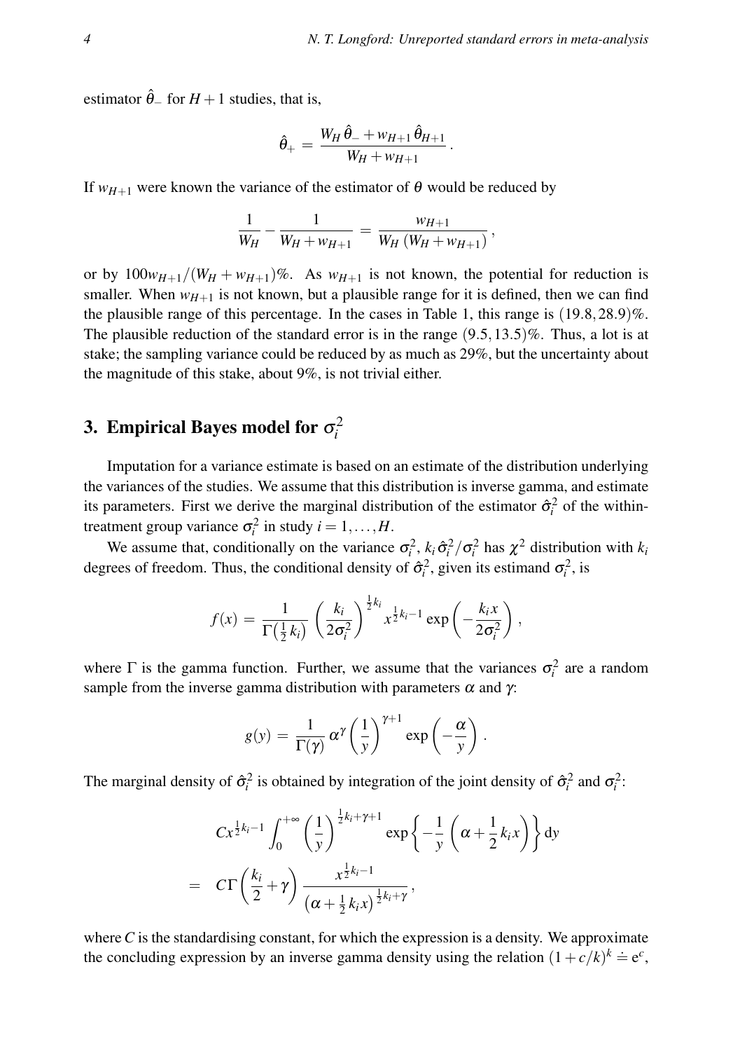estimator $\hat{\theta}_{-}$ for $H+1$ studies, that is,

$$\hat{\theta}_{+} = \frac{W_H\,\hat{\theta}_{-} + w_{H+1}\,\hat{\theta}_{H+1}}{W_H + w_{H+1}}\,.$$

If $w_{H+1}$ were known the variance of the estimator of $\theta$ would be reduced by

$$\frac{1}{W_H} - \frac{1}{W_H + w_{H+1}} = \frac{w_{H+1}}{W_H\,(W_H + w_{H+1})}\,,$$

or by $100 w_{H+1}/(W_H + w_{H+1})\%$. As $w_{H+1}$ is not known, the potential for reduction is smaller. When $w_{H+1}$ is not known, but a plausible range for it is defined, then we can find the plausible range of this percentage. In the cases in Table 1, this range is $(19.8, 28.9)\%$. The plausible reduction of the standard error is in the range $(9.5, 13.5)\%$. Thus, a lot is at stake; the sampling variance could be reduced by as much as 29%, but the uncertainty about the magnitude of this stake, about 9%, is not trivial either.

## 3. Empirical Bayes model for $\sigma_i^2$

Imputation for a variance estimate is based on an estimate of the distribution underlying the variances of the studies. We assume that this distribution is inverse gamma, and estimate its parameters. First we derive the marginal distribution of the estimator $\hat{\sigma}_i^2$ of the within-treatment group variance $\sigma_i^2$ in study $i = 1, \ldots, H$.

We assume that, conditionally on the variance $\sigma_i^2$, $k_i\hat{\sigma}_i^2/\sigma_i^2$ has $\chi^2$ distribution with $k_i$ degrees of freedom. Thus, the conditional density of $\hat{\sigma}_i^2$, given its estimand $\sigma_i^2$, is

$$f(x) = \frac{1}{\Gamma\left(\frac{1}{2}k_i\right)} \left(\frac{k_i}{2\sigma_i^2}\right)^{\frac{1}{2}k_i} x^{\frac{1}{2}k_i - 1} \exp\left(-\frac{k_i x}{2\sigma_i^2}\right)\,,$$

where $\Gamma$ is the gamma function. Further, we assume that the variances $\sigma_i^2$ are a random sample from the inverse gamma distribution with parameters $\alpha$ and $\gamma$:

$$g(y) = \frac{1}{\Gamma(\gamma)}\,\alpha^{\gamma} \left(\frac{1}{y}\right)^{\gamma+1} \exp\left(-\frac{\alpha}{y}\right)\,.$$

The marginal density of $\hat{\sigma}_i^2$ is obtained by integration of the joint density of $\hat{\sigma}_i^2$ and $\sigma_i^2$:

$$\begin{aligned}
& C x^{\frac{1}{2}k_i - 1} \int_0^{+\infty} \left(\frac{1}{y}\right)^{\frac{1}{2}k_i + \gamma + 1} \exp\left\{-\frac{1}{y}\left(\alpha + \frac{1}{2}k_i x\right)\right\} \mathrm{d}y \\
= \quad & C\Gamma\left(\frac{k_i}{2} + \gamma\right) \frac{x^{\frac{1}{2}k_i - 1}}{\left(\alpha + \frac{1}{2}k_i x\right)^{\frac{1}{2}k_i + \gamma}}\,,
\end{aligned}$$

where $C$ is the standardising constant, for which the expression is a density. We approximate the concluding expression by an inverse gamma density using the relation $(1 + c/k)^k \doteq \mathrm{e}^c$,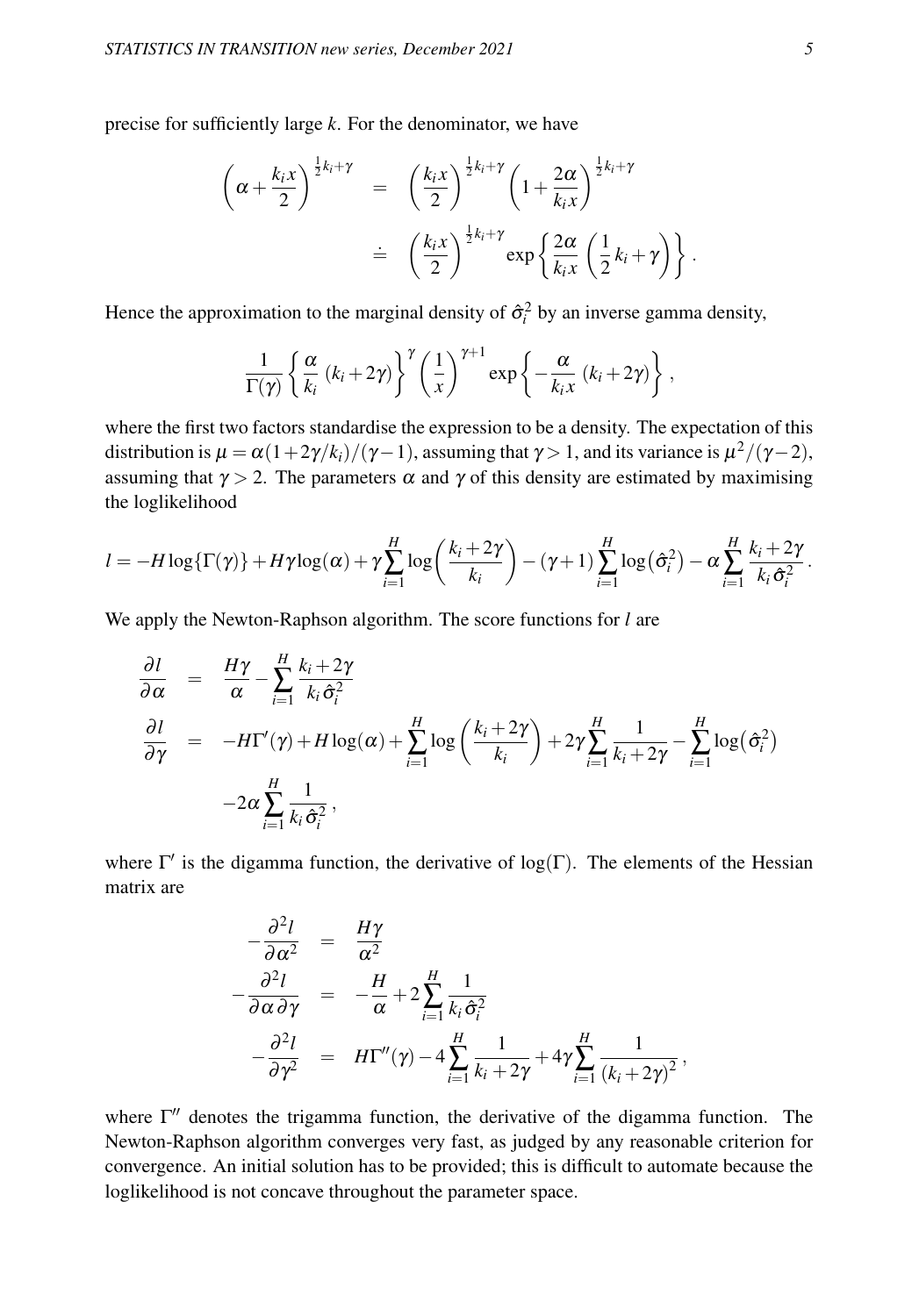precise for sufficiently large $k$. For the denominator, we have

$$
\begin{aligned}
\left(\alpha + \frac{k_i x}{2}\right)^{\frac{1}{2}k_i+\gamma} &= \left(\frac{k_i x}{2}\right)^{\frac{1}{2}k_i+\gamma} \left(1+\frac{2\alpha}{k_i x}\right)^{\frac{1}{2}k_i+\gamma} \\
&\doteq \left(\frac{k_i x}{2}\right)^{\frac{1}{2}k_i+\gamma} \exp\left\{\frac{2\alpha}{k_i x}\left(\frac{1}{2}k_i+\gamma\right)\right\}.
\end{aligned}
$$

Hence the approximation to the marginal density of $\hat{\sigma}_i^2$ by an inverse gamma density,

$$
\frac{1}{\Gamma(\gamma)}\left\{\frac{\alpha}{k_i}\,(k_i+2\gamma)\right\}^{\gamma}\left(\frac{1}{x}\right)^{\gamma+1}\exp\left\{-\frac{\alpha}{k_i x}\,(k_i+2\gamma)\right\},
$$

where the first two factors standardise the expression to be a density. The expectation of this distribution is $\mu = \alpha(1+2\gamma/k_i)/(\gamma-1)$, assuming that $\gamma > 1$, and its variance is $\mu^2/(\gamma-2)$, assuming that $\gamma > 2$. The parameters $\alpha$ and $\gamma$ of this density are estimated by maximising the loglikelihood

$$
l = -H\log\{\Gamma(\gamma)\} + H\gamma\log(\alpha) + \gamma\sum_{i=1}^{H}\log\left(\frac{k_i+2\gamma}{k_i}\right) - (\gamma+1)\sum_{i=1}^{H}\log\left(\hat{\sigma}_i^2\right) - \alpha\sum_{i=1}^{H}\frac{k_i+2\gamma}{k_i\,\hat{\sigma}_i^2}.
$$

We apply the Newton-Raphson algorithm. The score functions for $l$ are

$$
\begin{aligned}
\frac{\partial l}{\partial \alpha} &= \frac{H\gamma}{\alpha} - \sum_{i=1}^{H}\frac{k_i+2\gamma}{k_i\,\hat{\sigma}_i^2} \\
\frac{\partial l}{\partial \gamma} &= -H\Gamma'(\gamma) + H\log(\alpha) + \sum_{i=1}^{H}\log\left(\frac{k_i+2\gamma}{k_i}\right) + 2\gamma\sum_{i=1}^{H}\frac{1}{k_i+2\gamma} - \sum_{i=1}^{H}\log\left(\hat{\sigma}_i^2\right) \\
&\quad -2\alpha\sum_{i=1}^{H}\frac{1}{k_i\,\hat{\sigma}_i^2},
\end{aligned}
$$

where $\Gamma'$ is the digamma function, the derivative of $\log(\Gamma)$. The elements of the Hessian matrix are

$$
\begin{aligned}
-\frac{\partial^2 l}{\partial \alpha^2} &= \frac{H\gamma}{\alpha^2} \\
-\frac{\partial^2 l}{\partial \alpha\,\partial \gamma} &= -\frac{H}{\alpha} + 2\sum_{i=1}^{H}\frac{1}{k_i\,\hat{\sigma}_i^2} \\
-\frac{\partial^2 l}{\partial \gamma^2} &= H\Gamma''(\gamma) - 4\sum_{i=1}^{H}\frac{1}{k_i+2\gamma} + 4\gamma\sum_{i=1}^{H}\frac{1}{(k_i+2\gamma)^2},
\end{aligned}
$$

where $\Gamma''$ denotes the trigamma function, the derivative of the digamma function. The Newton-Raphson algorithm converges very fast, as judged by any reasonable criterion for convergence. An initial solution has to be provided; this is difficult to automate because the loglikelihood is not concave throughout the parameter space.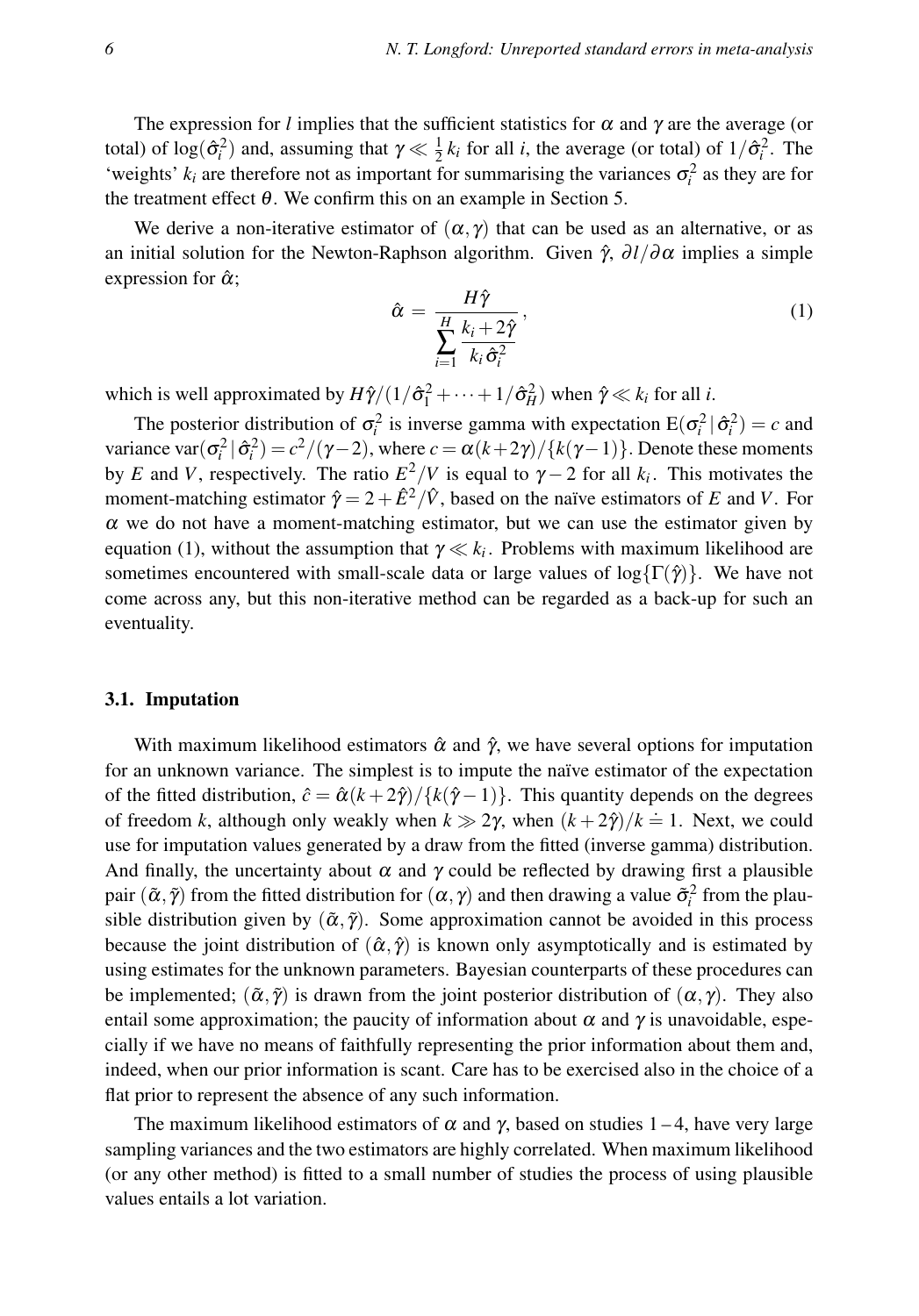The expression for $l$ implies that the sufficient statistics for $\alpha$ and $\gamma$ are the average (or total) of $\log(\hat{\sigma}_i^2)$ and, assuming that $\gamma \ll \frac{1}{2}k_i$ for all $i$, the average (or total) of $1/\hat{\sigma}_i^2$. The 'weights' $k_i$ are therefore not as important for summarising the variances $\sigma_i^2$ as they are for the treatment effect $\theta$. We confirm this on an example in Section 5.

We derive a non-iterative estimator of $(\alpha, \gamma)$ that can be used as an alternative, or as an initial solution for the Newton-Raphson algorithm. Given $\hat{\gamma}$, $\partial l / \partial \alpha$ implies a simple expression for $\hat{\alpha}$;

$$\hat{\alpha} = \frac{H\hat{\gamma}}{\displaystyle\sum_{i=1}^{H} \frac{k_i + 2\hat{\gamma}}{k_i \hat{\sigma}_i^2}}, \tag{1}$$

which is well approximated by $H\hat{\gamma}/(1/\hat{\sigma}_1^2 + \cdots + 1/\hat{\sigma}_H^2)$ when $\hat{\gamma} \ll k_i$ for all $i$.

The posterior distribution of $\sigma_i^2$ is inverse gamma with expectation $\mathrm{E}(\sigma_i^2 \,|\, \hat{\sigma}_i^2) = c$ and variance $\mathrm{var}(\sigma_i^2 \,|\, \hat{\sigma}_i^2) = c^2/(\gamma - 2)$, where $c = \alpha(k + 2\gamma)/\{k(\gamma - 1)\}$. Denote these moments by $E$ and $V$, respectively. The ratio $E^2/V$ is equal to $\gamma - 2$ for all $k_i$. This motivates the moment-matching estimator $\hat{\gamma} = 2 + \hat{E}^2/\hat{V}$, based on the naïve estimators of $E$ and $V$. For $\alpha$ we do not have a moment-matching estimator, but we can use the estimator given by equation (1), without the assumption that $\gamma \ll k_i$. Problems with maximum likelihood are sometimes encountered with small-scale data or large values of $\log\{\Gamma(\hat{\gamma})\}$. We have not come across any, but this non-iterative method can be regarded as a back-up for such an eventuality.

### 3.1. Imputation

With maximum likelihood estimators $\hat{\alpha}$ and $\hat{\gamma}$, we have several options for imputation for an unknown variance. The simplest is to impute the naïve estimator of the expectation of the fitted distribution, $\hat{c} = \hat{\alpha}(k + 2\hat{\gamma})/\{k(\hat{\gamma} - 1)\}$. This quantity depends on the degrees of freedom $k$, although only weakly when $k \gg 2\gamma$, when $(k + 2\hat{\gamma})/k \doteq 1$. Next, we could use for imputation values generated by a draw from the fitted (inverse gamma) distribution. And finally, the uncertainty about $\alpha$ and $\gamma$ could be reflected by drawing first a plausible pair $(\tilde{\alpha}, \tilde{\gamma})$ from the fitted distribution for $(\alpha, \gamma)$ and then drawing a value $\tilde{\sigma}_i^2$ from the plausible distribution given by $(\tilde{\alpha}, \tilde{\gamma})$. Some approximation cannot be avoided in this process because the joint distribution of $(\hat{\alpha}, \hat{\gamma})$ is known only asymptotically and is estimated by using estimates for the unknown parameters. Bayesian counterparts of these procedures can be implemented; $(\tilde{\alpha}, \tilde{\gamma})$ is drawn from the joint posterior distribution of $(\alpha, \gamma)$. They also entail some approximation; the paucity of information about $\alpha$ and $\gamma$ is unavoidable, especially if we have no means of faithfully representing the prior information about them and, indeed, when our prior information is scant. Care has to be exercised also in the choice of a flat prior to represent the absence of any such information.

The maximum likelihood estimators of $\alpha$ and $\gamma$, based on studies 1 – 4, have very large sampling variances and the two estimators are highly correlated. When maximum likelihood (or any other method) is fitted to a small number of studies the process of using plausible values entails a lot variation.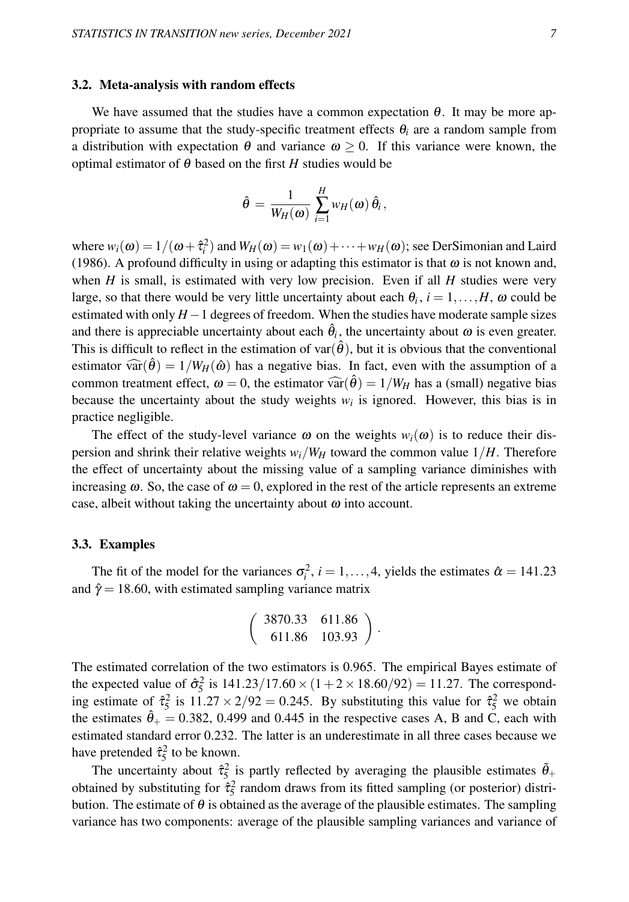### 3.2. Meta-analysis with random effects

We have assumed that the studies have a common expectation $\theta$. It may be more appropriate to assume that the study-specific treatment effects $\theta_i$ are a random sample from a distribution with expectation $\theta$ and variance $\omega \geq 0$. If this variance were known, the optimal estimator of $\theta$ based on the first $H$ studies would be

$$\hat{\theta} \,=\, \frac{1}{W_H(\omega)} \sum_{i=1}^{H} w_H(\omega)\, \hat{\theta}_i\,,$$

where $w_i(\omega) = 1/(\omega + \hat{\tau}_i^2)$ and $W_H(\omega) = w_1(\omega) + \cdots + w_H(\omega)$; see DerSimonian and Laird (1986). A profound difficulty in using or adapting this estimator is that $\omega$ is not known and, when $H$ is small, is estimated with very low precision. Even if all $H$ studies were very large, so that there would be very little uncertainty about each $\theta_i$, $i = 1, \ldots, H$, $\omega$ could be estimated with only $H-1$ degrees of freedom. When the studies have moderate sample sizes and there is appreciable uncertainty about each $\hat{\theta}_i$, the uncertainty about $\omega$ is even greater. This is difficult to reflect in the estimation of $\mathrm{var}(\hat{\theta})$, but it is obvious that the conventional estimator $\widehat{\mathrm{var}}(\hat{\theta}) = 1/W_H(\hat{\omega})$ has a negative bias. In fact, even with the assumption of a common treatment effect, $\omega = 0$, the estimator $\widehat{\mathrm{var}}(\hat{\theta}) = 1/W_H$ has a (small) negative bias because the uncertainty about the study weights $w_i$ is ignored. However, this bias is in practice negligible.

The effect of the study-level variance $\omega$ on the weights $w_i(\omega)$ is to reduce their dispersion and shrink their relative weights $w_i/W_H$ toward the common value $1/H$. Therefore the effect of uncertainty about the missing value of a sampling variance diminishes with increasing $\omega$. So, the case of $\omega = 0$, explored in the rest of the article represents an extreme case, albeit without taking the uncertainty about $\omega$ into account.

### 3.3. Examples

The fit of the model for the variances $\sigma_i^2$, $i = 1, \ldots, 4$, yields the estimates $\hat{\alpha} = 141.23$ and $\hat{\gamma} = 18.60$, with estimated sampling variance matrix

$$\left( \begin{array}{cc} 3870.33 & 611.86 \\ 611.86 & 103.93 \end{array} \right).$$

The estimated correlation of the two estimators is 0.965. The empirical Bayes estimate of the expected value of $\hat{\sigma}_5^2$ is $141.23/17.60 \times (1 + 2 \times 18.60/92) = 11.27$. The corresponding estimate of $\hat{\tau}_5^2$ is $11.27 \times 2/92 = 0.245$. By substituting this value for $\hat{\tau}_5^2$ we obtain the estimates $\hat{\theta}_+ = 0.382$, 0.499 and 0.445 in the respective cases A, B and C, each with estimated standard error 0.232. The latter is an underestimate in all three cases because we have pretended $\hat{\tau}_5^2$ to be known.

The uncertainty about $\hat{\tau}_5^2$ is partly reflected by averaging the plausible estimates $\tilde{\theta}_+$ obtained by substituting for $\hat{\tau}_5^2$ random draws from its fitted sampling (or posterior) distribution. The estimate of $\theta$ is obtained as the average of the plausible estimates. The sampling variance has two components: average of the plausible sampling variances and variance of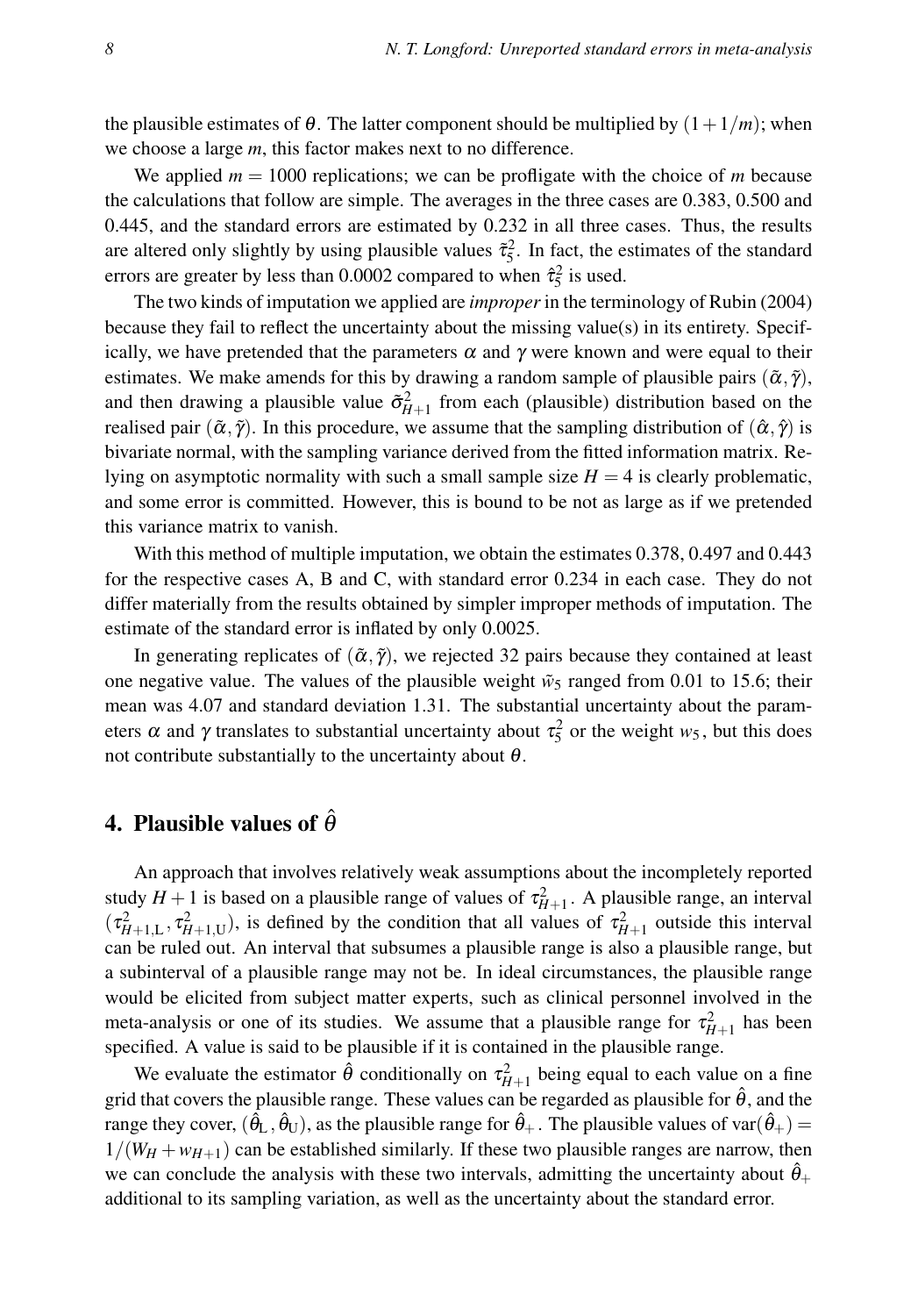the plausible estimates of $\theta$. The latter component should be multiplied by $(1+1/m)$; when we choose a large $m$, this factor makes next to no difference.

We applied $m = 1000$ replications; we can be profligate with the choice of $m$ because the calculations that follow are simple. The averages in the three cases are 0.383, 0.500 and 0.445, and the standard errors are estimated by 0.232 in all three cases. Thus, the results are altered only slightly by using plausible values $\tilde{\tau}_5^2$. In fact, the estimates of the standard errors are greater by less than 0.0002 compared to when $\hat{\tau}_5^2$ is used.

The two kinds of imputation we applied are *improper* in the terminology of Rubin (2004) because they fail to reflect the uncertainty about the missing value(s) in its entirety. Specifically, we have pretended that the parameters $\alpha$ and $\gamma$ were known and were equal to their estimates. We make amends for this by drawing a random sample of plausible pairs $(\tilde{\alpha}, \tilde{\gamma})$, and then drawing a plausible value $\tilde{\sigma}_{H+1}^2$ from each (plausible) distribution based on the realised pair $(\tilde{\alpha}, \tilde{\gamma})$. In this procedure, we assume that the sampling distribution of $(\hat{\alpha}, \hat{\gamma})$ is bivariate normal, with the sampling variance derived from the fitted information matrix. Relying on asymptotic normality with such a small sample size $H = 4$ is clearly problematic, and some error is committed. However, this is bound to be not as large as if we pretended this variance matrix to vanish.

With this method of multiple imputation, we obtain the estimates 0.378, 0.497 and 0.443 for the respective cases A, B and C, with standard error 0.234 in each case. They do not differ materially from the results obtained by simpler improper methods of imputation. The estimate of the standard error is inflated by only 0.0025.

In generating replicates of $(\tilde{\alpha}, \tilde{\gamma})$, we rejected 32 pairs because they contained at least one negative value. The values of the plausible weight $\tilde{w}_5$ ranged from 0.01 to 15.6; their mean was 4.07 and standard deviation 1.31. The substantial uncertainty about the parameters $\alpha$ and $\gamma$ translates to substantial uncertainty about $\tau_5^2$ or the weight $w_5$, but this does not contribute substantially to the uncertainty about $\theta$.

## 4. Plausible values of $\hat{\theta}$

An approach that involves relatively weak assumptions about the incompletely reported study $H+1$ is based on a plausible range of values of $\tau_{H+1}^2$. A plausible range, an interval $(\tau_{H+1,\mathrm{L}}^2, \tau_{H+1,\mathrm{U}}^2)$, is defined by the condition that all values of $\tau_{H+1}^2$ outside this interval can be ruled out. An interval that subsumes a plausible range is also a plausible range, but a subinterval of a plausible range may not be. In ideal circumstances, the plausible range would be elicited from subject matter experts, such as clinical personnel involved in the meta-analysis or one of its studies. We assume that a plausible range for $\tau_{H+1}^2$ has been specified. A value is said to be plausible if it is contained in the plausible range.

We evaluate the estimator $\hat{\theta}$ conditionally on $\tau_{H+1}^2$ being equal to each value on a fine grid that covers the plausible range. These values can be regarded as plausible for $\hat{\theta}$, and the range they cover, $(\hat{\theta}_\mathrm{L}, \hat{\theta}_\mathrm{U})$, as the plausible range for $\hat{\theta}_+$. The plausible values of $\mathrm{var}(\hat{\theta}_+) = 1/(W_H + w_{H+1})$ can be established similarly. If these two plausible ranges are narrow, then we can conclude the analysis with these two intervals, admitting the uncertainty about $\hat{\theta}_+$ additional to its sampling variation, as well as the uncertainty about the standard error.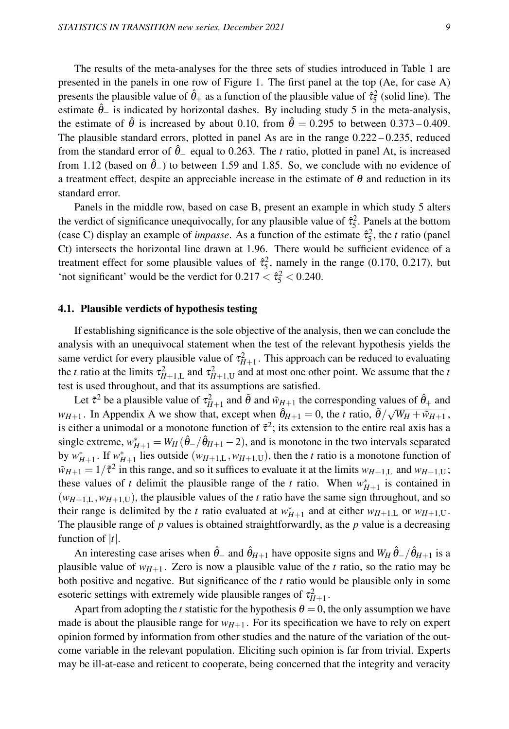The results of the meta-analyses for the three sets of studies introduced in Table 1 are presented in the panels in one row of Figure 1. The first panel at the top (Ae, for case A) presents the plausible value of $\hat{\theta}_+$ as a function of the plausible value of $\hat{\tau}_5^2$ (solid line). The estimate $\hat{\theta}_-$ is indicated by horizontal dashes. By including study 5 in the meta-analysis, the estimate of $\hat{\theta}$ is increased by about 0.10, from $\hat{\theta} = 0.295$ to between $0.373 - 0.409$. The plausible standard errors, plotted in panel As are in the range $0.222 - 0.235$, reduced from the standard error of $\hat{\theta}_-$ equal to 0.263. The $t$ ratio, plotted in panel At, is increased from 1.12 (based on $\hat{\theta}_-$) to between 1.59 and 1.85. So, we conclude with no evidence of a treatment effect, despite an appreciable increase in the estimate of $\theta$ and reduction in its standard error.

Panels in the middle row, based on case B, present an example in which study 5 alters the verdict of significance unequivocally, for any plausible value of $\hat{\tau}_5^2$. Panels at the bottom (case C) display an example of *impasse*. As a function of the estimate $\hat{\tau}_5^2$, the $t$ ratio (panel Ct) intersects the horizontal line drawn at 1.96. There would be sufficient evidence of a treatment effect for some plausible values of $\hat{\tau}_5^2$, namely in the range (0.170, 0.217), but 'not significant' would be the verdict for $0.217 < \hat{\tau}_5^2 < 0.240$.

### 4.1. Plausible verdicts of hypothesis testing

If establishing significance is the sole objective of the analysis, then we can conclude the analysis with an unequivocal statement when the test of the relevant hypothesis yields the same verdict for every plausible value of $\tau_{H+1}^2$. This approach can be reduced to evaluating the $t$ ratio at the limits $\tau_{H+1,\mathrm{L}}^2$ and $\tau_{H+1,\mathrm{U}}^2$ and at most one other point. We assume that the $t$ test is used throughout, and that its assumptions are satisfied.

Let $\tilde{\tau}^2$ be a plausible value of $\tau_{H+1}^2$ and $\tilde{\theta}$ and $\tilde{w}_{H+1}$ the corresponding values of $\hat{\theta}_+$ and $w_{H+1}$. In Appendix A we show that, except when $\hat{\theta}_{H+1} = 0$, the $t$ ratio, $\tilde{\theta}/\sqrt{W_H + \tilde{w}_{H+1}}$, is either a unimodal or a monotone function of $\tilde{\tau}^2$; its extension to the entire real axis has a single extreme, $w_{H+1}^* = W_H\,(\hat{\theta}_-/\hat{\theta}_{H+1} - 2)$, and is monotone in the two intervals separated by $w_{H+1}^*$. If $w_{H+1}^*$ lies outside $(w_{H+1,\mathrm{L}}, w_{H+1,\mathrm{U}})$, then the $t$ ratio is a monotone function of $\tilde{w}_{H+1} = 1/\tilde{\tau}^2$ in this range, and so it suffices to evaluate it at the limits $w_{H+1,\mathrm{L}}$ and $w_{H+1,\mathrm{U}}$; these values of $t$ delimit the plausible range of the $t$ ratio. When $w_{H+1}^*$ is contained in $(w_{H+1,\mathrm{L}}, w_{H+1,\mathrm{U}})$, the plausible values of the $t$ ratio have the same sign throughout, and so their range is delimited by the $t$ ratio evaluated at $w_{H+1}^*$ and at either $w_{H+1,\mathrm{L}}$ or $w_{H+1,\mathrm{U}}$. The plausible range of $p$ values is obtained straightforwardly, as the $p$ value is a decreasing function of $|t|$.

An interesting case arises when $\hat{\theta}_-$ and $\hat{\theta}_{H+1}$ have opposite signs and $W_H\,\hat{\theta}_-/\hat{\theta}_{H+1}$ is a plausible value of $w_{H+1}$. Zero is now a plausible value of the $t$ ratio, so the ratio may be both positive and negative. But significance of the $t$ ratio would be plausible only in some esoteric settings with extremely wide plausible ranges of $\tau_{H+1}^2$.

Apart from adopting the $t$ statistic for the hypothesis $\theta = 0$, the only assumption we have made is about the plausible range for $w_{H+1}$. For its specification we have to rely on expert opinion formed by information from other studies and the nature of the variation of the outcome variable in the relevant population. Eliciting such opinion is far from trivial. Experts may be ill-at-ease and reticent to cooperate, being concerned that the integrity and veracity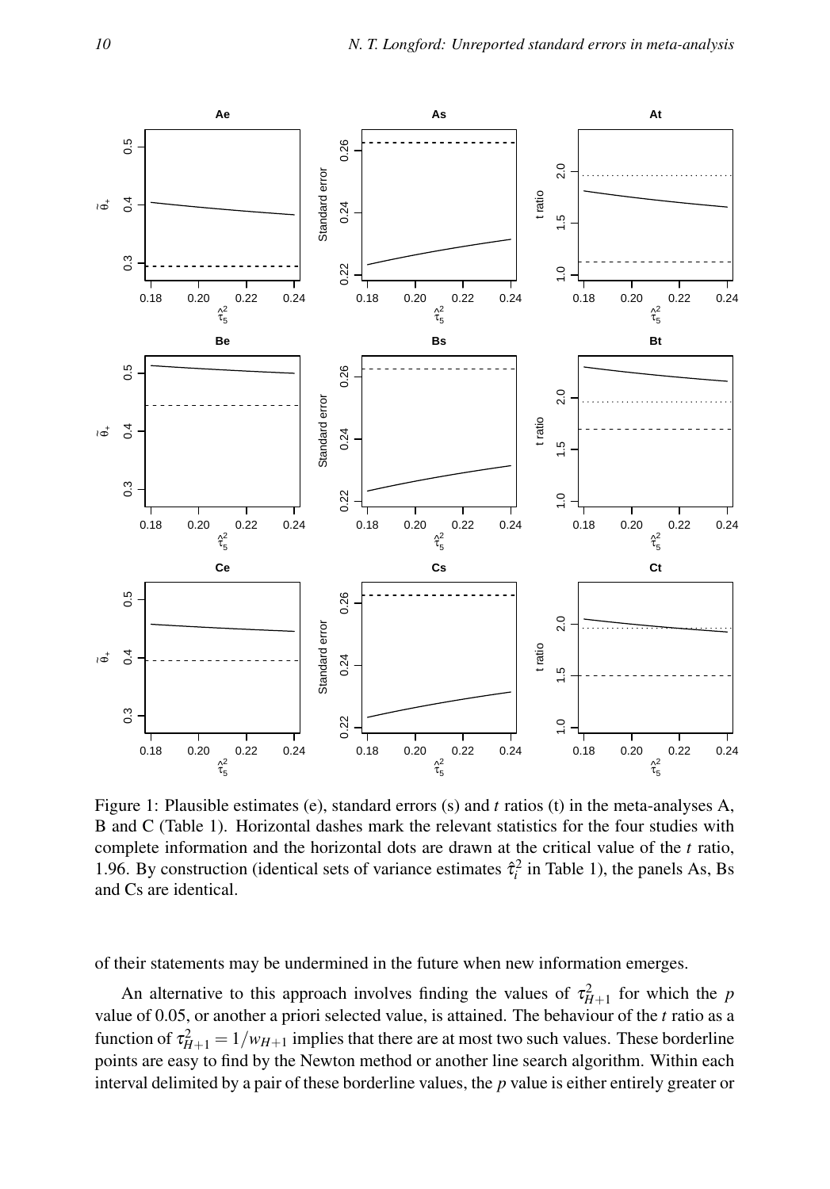Figure 1: Plausible estimates (e), standard errors (s) and $t$ ratios (t) in the meta-analyses A, B and C (Table 1). Horizontal dashes mark the relevant statistics for the four studies with complete information and the horizontal dots are drawn at the critical value of the $t$ ratio, 1.96. By construction (identical sets of variance estimates $\hat{\tau}_i^2$ in Table 1), the panels As, Bs and Cs are identical.

of their statements may be undermined in the future when new information emerges.

An alternative to this approach involves finding the values of $\tau_{H+1}^2$ for which the $p$ value of 0.05, or another a priori selected value, is attained. The behaviour of the $t$ ratio as a function of $\tau_{H+1}^2 = 1/w_{H+1}$ implies that there are at most two such values. These borderline points are easy to find by the Newton method or another line search algorithm. Within each interval delimited by a pair of these borderline values, the $p$ value is either entirely greater or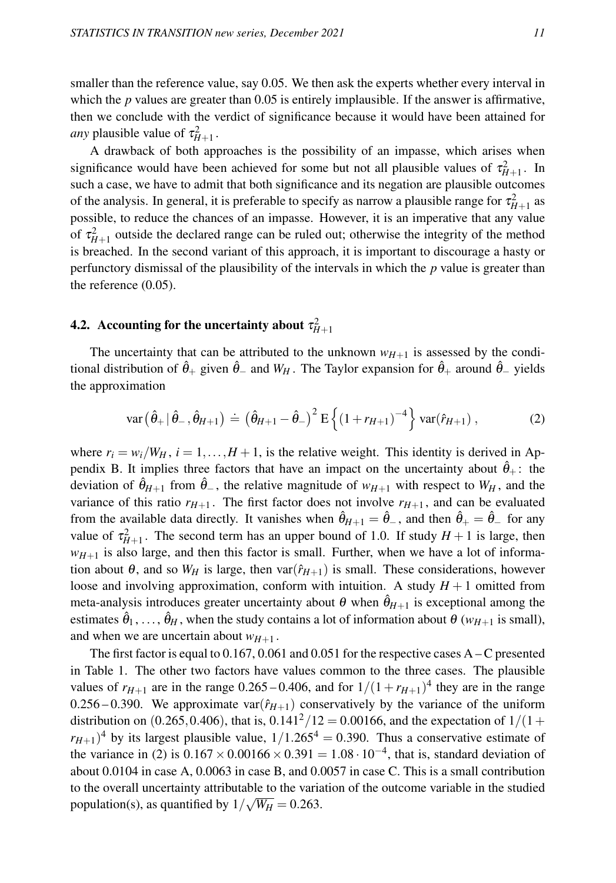smaller than the reference value, say 0.05. We then ask the experts whether every interval in which the $p$ values are greater than 0.05 is entirely implausible. If the answer is affirmative, then we conclude with the verdict of significance because it would have been attained for *any* plausible value of $\tau^2_{H+1}$.

A drawback of both approaches is the possibility of an impasse, which arises when significance would have been achieved for some but not all plausible values of $\tau^2_{H+1}$. In such a case, we have to admit that both significance and its negation are plausible outcomes of the analysis. In general, it is preferable to specify as narrow a plausible range for $\tau^2_{H+1}$ as possible, to reduce the chances of an impasse. However, it is an imperative that any value of $\tau^2_{H+1}$ outside the declared range can be ruled out; otherwise the integrity of the method is breached. In the second variant of this approach, it is important to discourage a hasty or perfunctory dismissal of the plausibility of the intervals in which the $p$ value is greater than the reference (0.05).

### 4.2. Accounting for the uncertainty about $\tau^2_{H+1}$

The uncertainty that can be attributed to the unknown $w_{H+1}$ is assessed by the conditional distribution of $\hat{\theta}_+$ given $\hat{\theta}_-$ and $W_H$. The Taylor expansion for $\hat{\theta}_+$ around $\hat{\theta}_-$ yields the approximation

$$\operatorname{var}\left(\hat{\theta}_+ \,|\, \hat{\theta}_-, \hat{\theta}_{H+1}\right) \doteq \left(\hat{\theta}_{H+1} - \hat{\theta}_-\right)^2 \operatorname{E}\left\{(1 + r_{H+1})^{-4}\right\} \operatorname{var}(\hat{r}_{H+1}), \tag{2}$$

where $r_i = w_i/W_H$, $i = 1, \ldots, H+1$, is the relative weight. This identity is derived in Appendix B. It implies three factors that have an impact on the uncertainty about $\hat{\theta}_+$: the deviation of $\hat{\theta}_{H+1}$ from $\hat{\theta}_-$, the relative magnitude of $w_{H+1}$ with respect to $W_H$, and the variance of this ratio $r_{H+1}$. The first factor does not involve $r_{H+1}$, and can be evaluated from the available data directly. It vanishes when $\hat{\theta}_{H+1} = \hat{\theta}_-$, and then $\hat{\theta}_+ = \hat{\theta}_-$ for any value of $\tau^2_{H+1}$. The second term has an upper bound of 1.0. If study $H+1$ is large, then $w_{H+1}$ is also large, and then this factor is small. Further, when we have a lot of information about $\theta$, and so $W_H$ is large, then $\operatorname{var}(\hat{r}_{H+1})$ is small. These considerations, however loose and involving approximation, conform with intuition. A study $H+1$ omitted from meta-analysis introduces greater uncertainty about $\theta$ when $\hat{\theta}_{H+1}$ is exceptional among the estimates $\hat{\theta}_1, \ldots, \hat{\theta}_H$, when the study contains a lot of information about $\theta$ ($w_{H+1}$ is small), and when we are uncertain about $w_{H+1}$.

The first factor is equal to 0.167, 0.061 and 0.051 for the respective cases A – C presented in Table 1. The other two factors have values common to the three cases. The plausible values of $r_{H+1}$ are in the range 0.265 – 0.406, and for $1/(1+r_{H+1})^4$ they are in the range 0.256 – 0.390. We approximate $\operatorname{var}(\hat{r}_{H+1})$ conservatively by the variance of the uniform distribution on $(0.265, 0.406)$, that is, $0.141^2/12 = 0.00166$, and the expectation of $1/(1+r_{H+1})^4$ by its largest plausible value, $1/1.265^4 = 0.390$. Thus a conservative estimate of the variance in (2) is $0.167 \times 0.00166 \times 0.391 = 1.08 \cdot 10^{-4}$, that is, standard deviation of about 0.0104 in case A, 0.0063 in case B, and 0.0057 in case C. This is a small contribution to the overall uncertainty attributable to the variation of the outcome variable in the studied population(s), as quantified by $1/\sqrt{W_H} = 0.263$.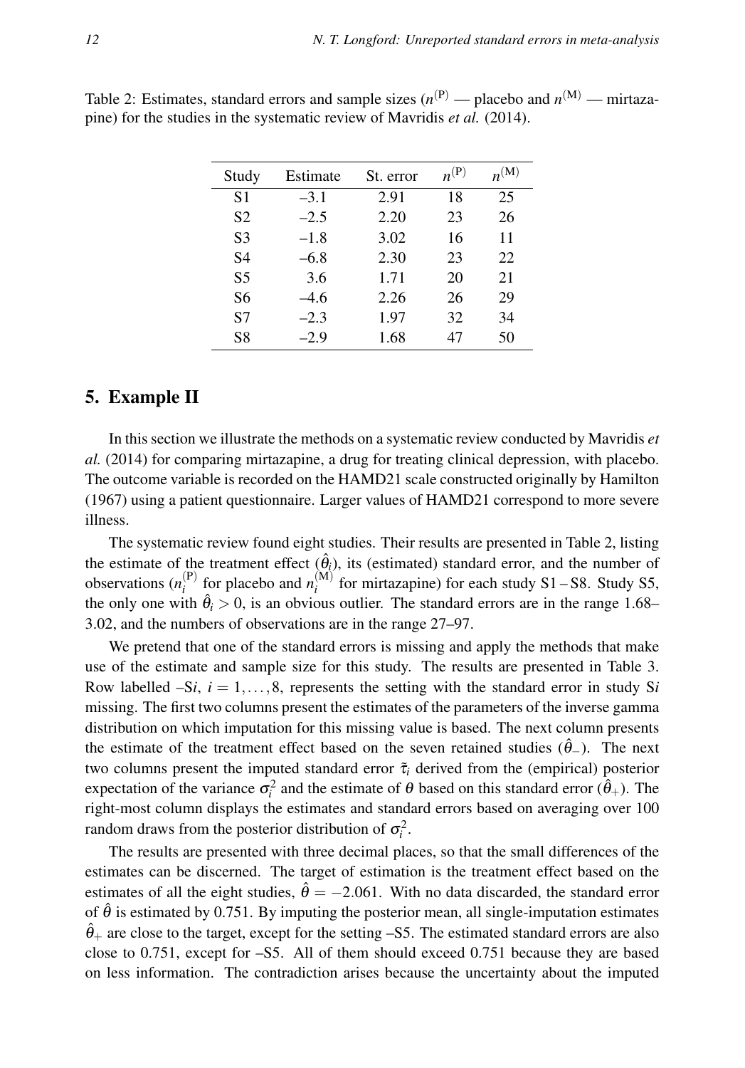Table 2: Estimates, standard errors and sample sizes ($n^{(\mathrm{P})}$ — placebo and $n^{(\mathrm{M})}$ — mirtazapine) for the studies in the systematic review of Mavridis *et al.* (2014).

| Study | Estimate | St. error | $n^{(\mathrm{P})}$ | $n^{(\mathrm{M})}$ |
|---|---|---|---|---|
| S1 | –3.1 | 2.91 | 18 | 25 |
| S2 | –2.5 | 2.20 | 23 | 26 |
| S3 | –1.8 | 3.02 | 16 | 11 |
| S4 | –6.8 | 2.30 | 23 | 22 |
| S5 | 3.6 | 1.71 | 20 | 21 |
| S6 | –4.6 | 2.26 | 26 | 29 |
| S7 | –2.3 | 1.97 | 32 | 34 |
| S8 | –2.9 | 1.68 | 47 | 50 |

## 5. Example II

In this section we illustrate the methods on a systematic review conducted by Mavridis *et al.* (2014) for comparing mirtazapine, a drug for treating clinical depression, with placebo. The outcome variable is recorded on the HAMD21 scale constructed originally by Hamilton (1967) using a patient questionnaire. Larger values of HAMD21 correspond to more severe illness.

The systematic review found eight studies. Their results are presented in Table 2, listing the estimate of the treatment effect ($\hat{\theta}_i$), its (estimated) standard error, and the number of observations ($n_i^{(\mathrm{P})}$ for placebo and $n_i^{(\mathrm{M})}$ for mirtazapine) for each study S1 – S8. Study S5, the only one with $\hat{\theta}_i > 0$, is an obvious outlier. The standard errors are in the range 1.68–3.02, and the numbers of observations are in the range 27–97.

We pretend that one of the standard errors is missing and apply the methods that make use of the estimate and sample size for this study. The results are presented in Table 3. Row labelled –S$i$, $i = 1, \ldots, 8$, represents the setting with the standard error in study S$i$ missing. The first two columns present the estimates of the parameters of the inverse gamma distribution on which imputation for this missing value is based. The next column presents the estimate of the treatment effect based on the seven retained studies ($\hat{\theta}_{-}$). The next two columns present the imputed standard error $\tilde{\tau}_i$ derived from the (empirical) posterior expectation of the variance $\sigma_i^2$ and the estimate of $\theta$ based on this standard error ($\hat{\theta}_{+}$). The right-most column displays the estimates and standard errors based on averaging over 100 random draws from the posterior distribution of $\sigma_i^2$.

The results are presented with three decimal places, so that the small differences of the estimates can be discerned. The target of estimation is the treatment effect based on the estimates of all the eight studies, $\hat{\theta} = -2.061$. With no data discarded, the standard error of $\hat{\theta}$ is estimated by 0.751. By imputing the posterior mean, all single-imputation estimates $\hat{\theta}_{+}$ are close to the target, except for the setting –S5. The estimated standard errors are also close to 0.751, except for –S5. All of them should exceed 0.751 because they are based on less information. The contradiction arises because the uncertainty about the imputed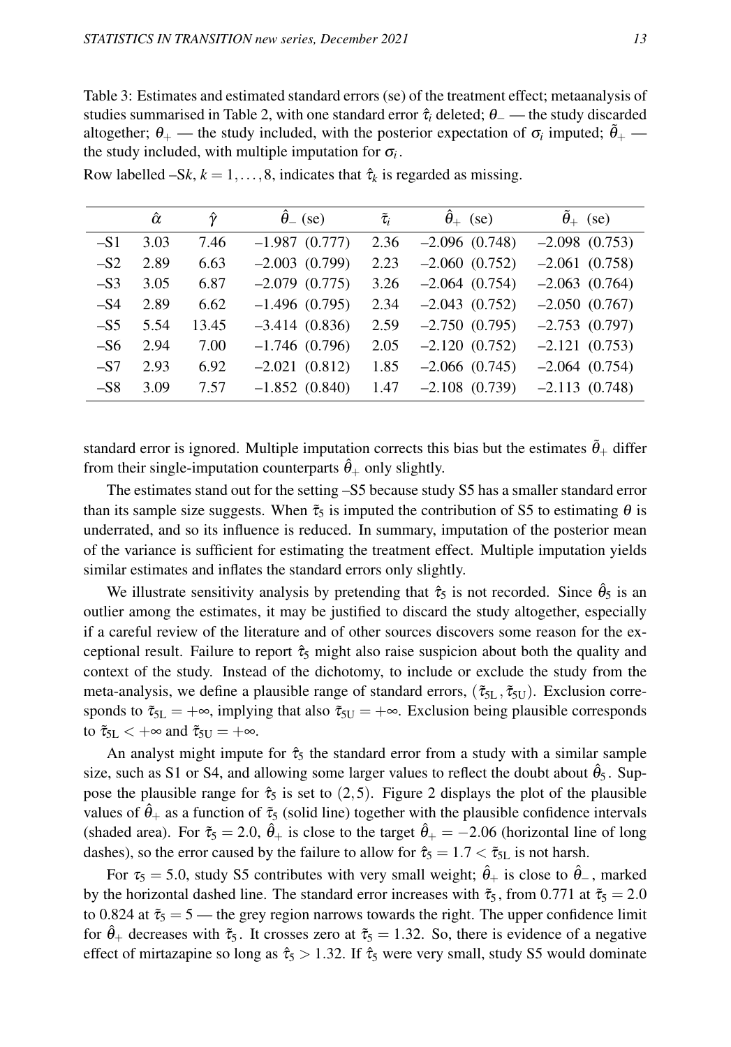Table 3: Estimates and estimated standard errors (se) of the treatment effect; metaanalysis of studies summarised in Table 2, with one standard error $\hat{\tau}_i$ deleted; $\theta_-$ — the study discarded altogether; $\theta_+$ — the study included, with the posterior expectation of $\sigma_i$ imputed; $\tilde{\theta}_+$ — the study included, with multiple imputation for $\sigma_i$.

Row labelled –S$k$, $k = 1, \ldots, 8$, indicates that $\hat{\tau}_k$ is regarded as missing.

| | $\hat{\alpha}$ | $\hat{\gamma}$ | $\hat{\theta}_-$ (se) | $\tilde{\tau}_i$ | $\hat{\theta}_+$ (se) | $\tilde{\theta}_+$ (se) |
|---|---|---|---|---|---|---|
| –S1 | 3.03 | 7.46 | –1.987 (0.777) | 2.36 | –2.096 (0.748) | –2.098 (0.753) |
| –S2 | 2.89 | 6.63 | –2.003 (0.799) | 2.23 | –2.060 (0.752) | –2.061 (0.758) |
| –S3 | 3.05 | 6.87 | –2.079 (0.775) | 3.26 | –2.064 (0.754) | –2.063 (0.764) |
| –S4 | 2.89 | 6.62 | –1.496 (0.795) | 2.34 | –2.043 (0.752) | –2.050 (0.767) |
| –S5 | 5.54 | 13.45 | –3.414 (0.836) | 2.59 | –2.750 (0.795) | –2.753 (0.797) |
| –S6 | 2.94 | 7.00 | –1.746 (0.796) | 2.05 | –2.120 (0.752) | –2.121 (0.753) |
| –S7 | 2.93 | 6.92 | –2.021 (0.812) | 1.85 | –2.066 (0.745) | –2.064 (0.754) |
| –S8 | 3.09 | 7.57 | –1.852 (0.840) | 1.47 | –2.108 (0.739) | –2.113 (0.748) |

standard error is ignored. Multiple imputation corrects this bias but the estimates $\tilde{\theta}_+$ differ from their single-imputation counterparts $\hat{\theta}_+$ only slightly.

The estimates stand out for the setting –S5 because study S5 has a smaller standard error than its sample size suggests. When $\tilde{\tau}_5$ is imputed the contribution of S5 to estimating $\theta$ is underrated, and so its influence is reduced. In summary, imputation of the posterior mean of the variance is sufficient for estimating the treatment effect. Multiple imputation yields similar estimates and inflates the standard errors only slightly.

We illustrate sensitivity analysis by pretending that $\hat{\tau}_5$ is not recorded. Since $\hat{\theta}_5$ is an outlier among the estimates, it may be justified to discard the study altogether, especially if a careful review of the literature and of other sources discovers some reason for the exceptional result. Failure to report $\hat{\tau}_5$ might also raise suspicion about both the quality and context of the study. Instead of the dichotomy, to include or exclude the study from the meta-analysis, we define a plausible range of standard errors, $(\tilde{\tau}_{5\mathrm{L}}, \tilde{\tau}_{5\mathrm{U}})$. Exclusion corresponds to $\tilde{\tau}_{5\mathrm{L}} = +\infty$, implying that also $\tilde{\tau}_{5\mathrm{U}} = +\infty$. Exclusion being plausible corresponds to $\tilde{\tau}_{5\mathrm{L}} < +\infty$ and $\tilde{\tau}_{5\mathrm{U}} = +\infty$.

An analyst might impute for $\hat{\tau}_5$ the standard error from a study with a similar sample size, such as S1 or S4, and allowing some larger values to reflect the doubt about $\hat{\theta}_5$. Suppose the plausible range for $\hat{\tau}_5$ is set to $(2, 5)$. Figure 2 displays the plot of the plausible values of $\hat{\theta}_+$ as a function of $\tilde{\tau}_5$ (solid line) together with the plausible confidence intervals (shaded area). For $\tilde{\tau}_5 = 2.0$, $\hat{\theta}_+$ is close to the target $\hat{\theta}_+ = -2.06$ (horizontal line of long dashes), so the error caused by the failure to allow for $\hat{\tau}_5 = 1.7 < \tilde{\tau}_{5\mathrm{L}}$ is not harsh.

For $\tau_5 = 5.0$, study S5 contributes with very small weight; $\hat{\theta}_+$ is close to $\hat{\theta}_-$, marked by the horizontal dashed line. The standard error increases with $\tilde{\tau}_5$, from 0.771 at $\tilde{\tau}_5 = 2.0$ to 0.824 at $\tilde{\tau}_5 = 5$ — the grey region narrows towards the right. The upper confidence limit for $\hat{\theta}_+$ decreases with $\tilde{\tau}_5$. It crosses zero at $\tilde{\tau}_5 = 1.32$. So, there is evidence of a negative effect of mirtazapine so long as $\hat{\tau}_5 > 1.32$. If $\hat{\tau}_5$ were very small, study S5 would dominate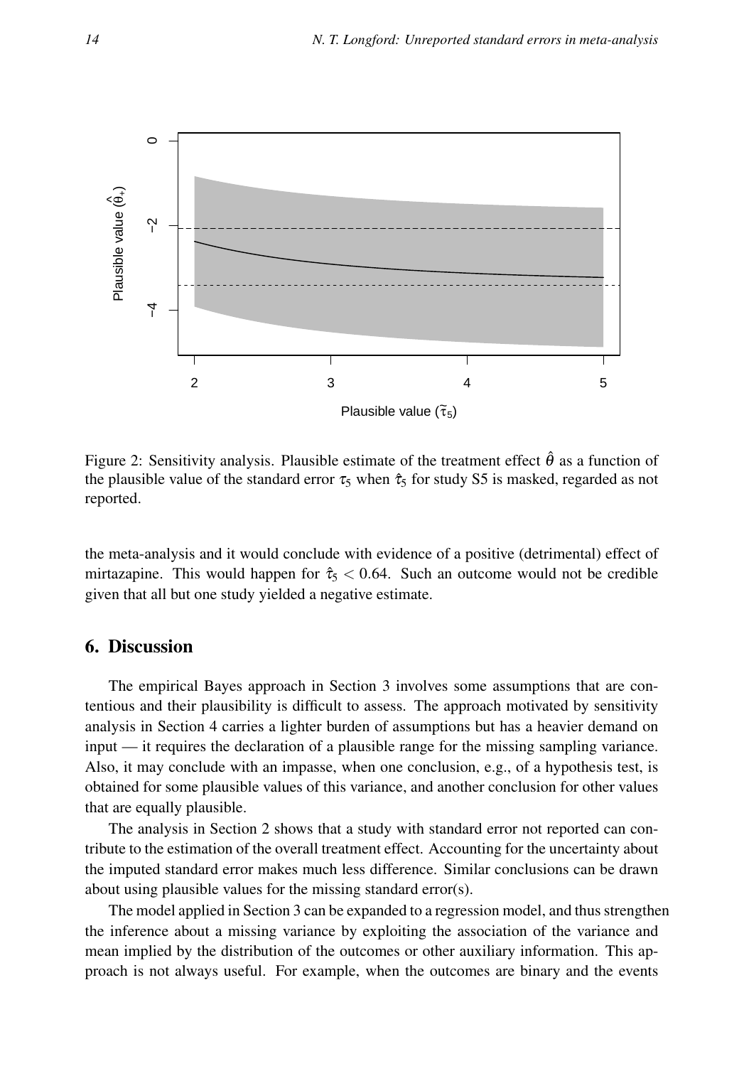Figure 2: Sensitivity analysis. Plausible estimate of the treatment effect $\hat{\theta}$ as a function of the plausible value of the standard error $\tau_5$ when $\hat{\tau}_5$ for study S5 is masked, regarded as not reported.

the meta-analysis and it would conclude with evidence of a positive (detrimental) effect of mirtazapine. This would happen for $\hat{\tau}_5 < 0.64$. Such an outcome would not be credible given that all but one study yielded a negative estimate.

## 6. Discussion

The empirical Bayes approach in Section 3 involves some assumptions that are contentious and their plausibility is difficult to assess. The approach motivated by sensitivity analysis in Section 4 carries a lighter burden of assumptions but has a heavier demand on input — it requires the declaration of a plausible range for the missing sampling variance. Also, it may conclude with an impasse, when one conclusion, e.g., of a hypothesis test, is obtained for some plausible values of this variance, and another conclusion for other values that are equally plausible.

The analysis in Section 2 shows that a study with standard error not reported can contribute to the estimation of the overall treatment effect. Accounting for the uncertainty about the imputed standard error makes much less difference. Similar conclusions can be drawn about using plausible values for the missing standard error(s).

The model applied in Section 3 can be expanded to a regression model, and thus strengthen the inference about a missing variance by exploiting the association of the variance and mean implied by the distribution of the outcomes or other auxiliary information. This approach is not always useful. For example, when the outcomes are binary and the events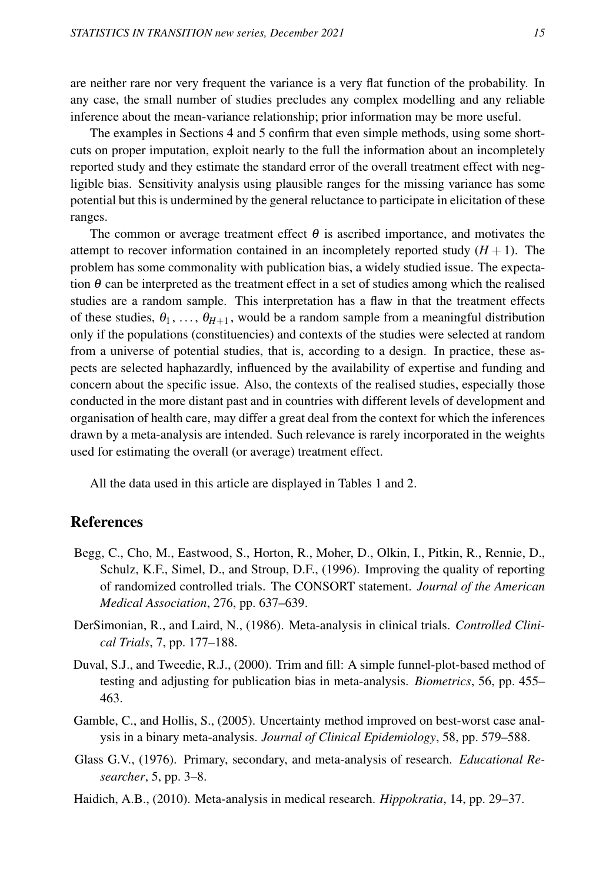are neither rare nor very frequent the variance is a very flat function of the probability. In any case, the small number of studies precludes any complex modelling and any reliable inference about the mean-variance relationship; prior information may be more useful.

The examples in Sections 4 and 5 confirm that even simple methods, using some short-cuts on proper imputation, exploit nearly to the full the information about an incompletely reported study and they estimate the standard error of the overall treatment effect with negligible bias. Sensitivity analysis using plausible ranges for the missing variance has some potential but this is undermined by the general reluctance to participate in elicitation of these ranges.

The common or average treatment effect $\theta$ is ascribed importance, and motivates the attempt to recover information contained in an incompletely reported study $(H+1)$. The problem has some commonality with publication bias, a widely studied issue. The expectation $\theta$ can be interpreted as the treatment effect in a set of studies among which the realised studies are a random sample. This interpretation has a flaw in that the treatment effects of these studies, $\theta_1, \ldots, \theta_{H+1}$, would be a random sample from a meaningful distribution only if the populations (constituencies) and contexts of the studies were selected at random from a universe of potential studies, that is, according to a design. In practice, these aspects are selected haphazardly, influenced by the availability of expertise and funding and concern about the specific issue. Also, the contexts of the realised studies, especially those conducted in the more distant past and in countries with different levels of development and organisation of health care, may differ a great deal from the context for which the inferences drawn by a meta-analysis are intended. Such relevance is rarely incorporated in the weights used for estimating the overall (or average) treatment effect.

All the data used in this article are displayed in Tables 1 and 2.

## References

Begg, C., Cho, M., Eastwood, S., Horton, R., Moher, D., Olkin, I., Pitkin, R., Rennie, D., Schulz, K.F., Simel, D., and Stroup, D.F., (1996). Improving the quality of reporting of randomized controlled trials. The CONSORT statement. *Journal of the American Medical Association*, 276, pp. 637–639.

DerSimonian, R., and Laird, N., (1986). Meta-analysis in clinical trials. *Controlled Clinical Trials*, 7, pp. 177–188.

Duval, S.J., and Tweedie, R.J., (2000). Trim and fill: A simple funnel-plot-based method of testing and adjusting for publication bias in meta-analysis. *Biometrics*, 56, pp. 455–463.

Gamble, C., and Hollis, S., (2005). Uncertainty method improved on best-worst case analysis in a binary meta-analysis. *Journal of Clinical Epidemiology*, 58, pp. 579–588.

Glass G.V., (1976). Primary, secondary, and meta-analysis of research. *Educational Researcher*, 5, pp. 3–8.

Haidich, A.B., (2010). Meta-analysis in medical research. *Hippokratia*, 14, pp. 29–37.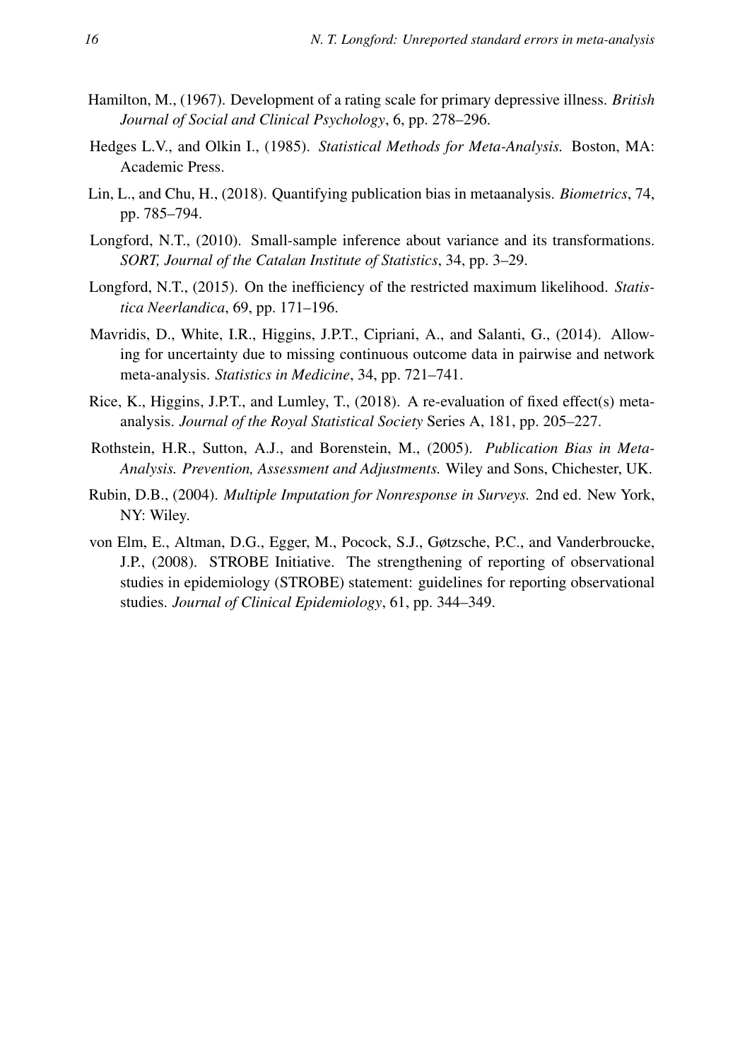Hamilton, M., (1967). Development of a rating scale for primary depressive illness. *British Journal of Social and Clinical Psychology*, 6, pp. 278–296.

Hedges L.V., and Olkin I., (1985). *Statistical Methods for Meta-Analysis.* Boston, MA: Academic Press.

Lin, L., and Chu, H., (2018). Quantifying publication bias in metaanalysis. *Biometrics*, 74, pp. 785–794.

Longford, N.T., (2010). Small-sample inference about variance and its transformations. *SORT, Journal of the Catalan Institute of Statistics*, 34, pp. 3–29.

Longford, N.T., (2015). On the inefficiency of the restricted maximum likelihood. *Statistica Neerlandica*, 69, pp. 171–196.

Mavridis, D., White, I.R., Higgins, J.P.T., Cipriani, A., and Salanti, G., (2014). Allowing for uncertainty due to missing continuous outcome data in pairwise and network meta-analysis. *Statistics in Medicine*, 34, pp. 721–741.

Rice, K., Higgins, J.P.T., and Lumley, T., (2018). A re-evaluation of fixed effect(s) meta-analysis. *Journal of the Royal Statistical Society* Series A, 181, pp. 205–227.

Rothstein, H.R., Sutton, A.J., and Borenstein, M., (2005). *Publication Bias in Meta-Analysis. Prevention, Assessment and Adjustments.* Wiley and Sons, Chichester, UK.

Rubin, D.B., (2004). *Multiple Imputation for Nonresponse in Surveys.* 2nd ed. New York, NY: Wiley.

von Elm, E., Altman, D.G., Egger, M., Pocock, S.J., Gøtzsche, P.C., and Vanderbroucke, J.P., (2008). STROBE Initiative. The strengthening of reporting of observational studies in epidemiology (STROBE) statement: guidelines for reporting observational studies. *Journal of Clinical Epidemiology*, 61, pp. 344–349.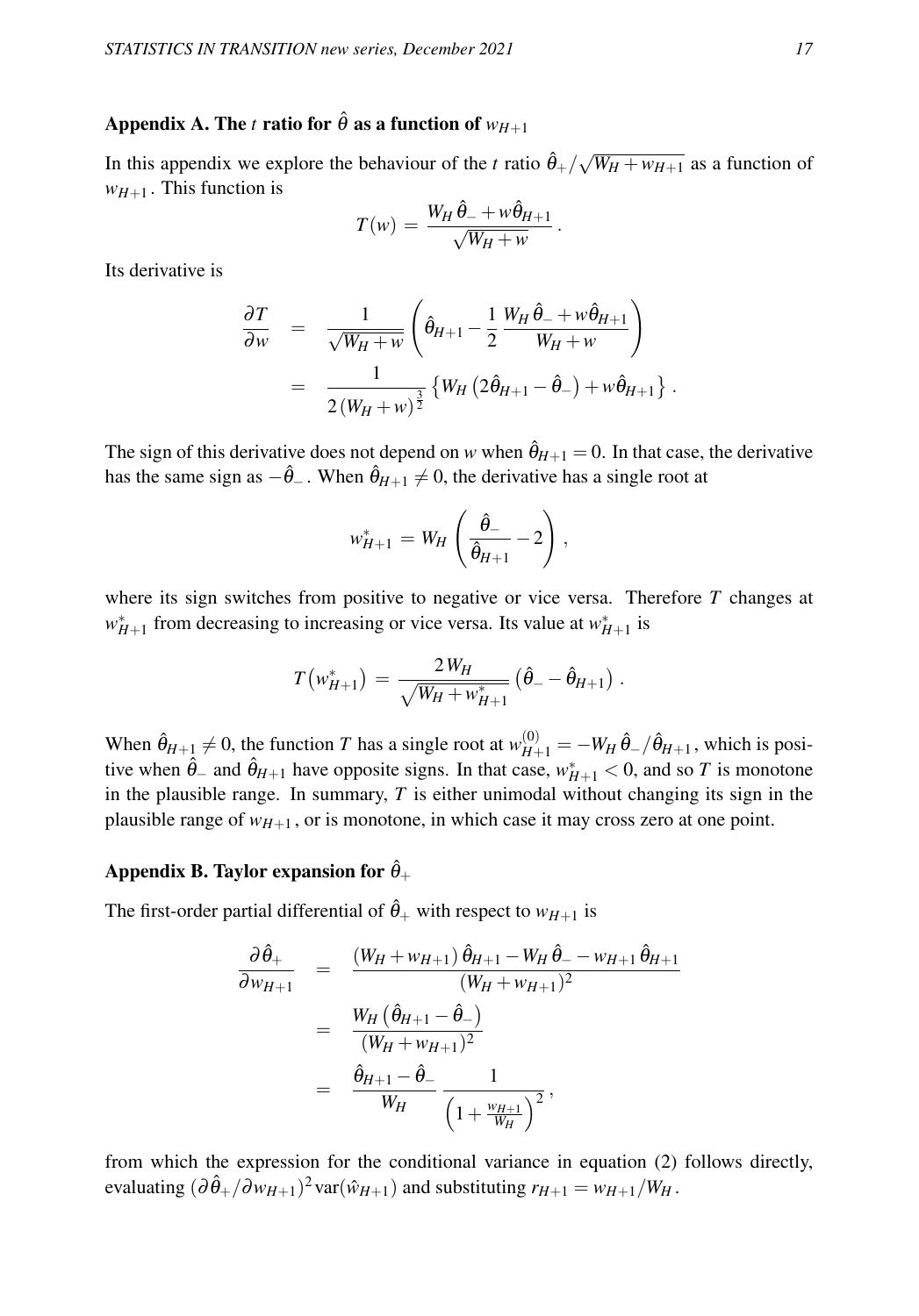## Appendix A. The $t$ ratio for $\hat{\theta}$ as a function of $w_{H+1}$

In this appendix we explore the behaviour of the $t$ ratio $\hat{\theta}_+/\sqrt{W_H + w_{H+1}}$ as a function of $w_{H+1}$. This function is

$$T(w) = \frac{W_H\,\hat{\theta}_- + w\hat{\theta}_{H+1}}{\sqrt{W_H + w}}.$$

Its derivative is

$$\begin{aligned}
\frac{\partial T}{\partial w} &= \frac{1}{\sqrt{W_H + w}} \left( \hat{\theta}_{H+1} - \frac{1}{2}\,\frac{W_H\,\hat{\theta}_- + w\hat{\theta}_{H+1}}{W_H + w} \right) \\
&= \frac{1}{2\,(W_H + w)^{\frac{3}{2}}} \left\{ W_H \left( 2\hat{\theta}_{H+1} - \hat{\theta}_- \right) + w\hat{\theta}_{H+1} \right\}.
\end{aligned}$$

The sign of this derivative does not depend on $w$ when $\hat{\theta}_{H+1} = 0$. In that case, the derivative has the same sign as $-\hat{\theta}_-$. When $\hat{\theta}_{H+1} \neq 0$, the derivative has a single root at

$$w^*_{H+1} = W_H \left( \frac{\hat{\theta}_-}{\hat{\theta}_{H+1}} - 2 \right),$$

where its sign switches from positive to negative or vice versa. Therefore $T$ changes at $w^*_{H+1}$ from decreasing to increasing or vice versa. Its value at $w^*_{H+1}$ is

$$T\left(w^*_{H+1}\right) = \frac{2\,W_H}{\sqrt{W_H + w^*_{H+1}}} \left( \hat{\theta}_- - \hat{\theta}_{H+1} \right).$$

When $\hat{\theta}_{H+1} \neq 0$, the function $T$ has a single root at $w^{(0)}_{H+1} = -W_H\,\hat{\theta}_-/\hat{\theta}_{H+1}$, which is positive when $\hat{\theta}_-$ and $\hat{\theta}_{H+1}$ have opposite signs. In that case, $w^*_{H+1} < 0$, and so $T$ is monotone in the plausible range. In summary, $T$ is either unimodal without changing its sign in the plausible range of $w_{H+1}$, or is monotone, in which case it may cross zero at one point.

## Appendix B. Taylor expansion for $\hat{\theta}_+$

The first-order partial differential of $\hat{\theta}_+$ with respect to $w_{H+1}$ is

$$\begin{aligned}
\frac{\partial \hat{\theta}_+}{\partial w_{H+1}} &= \frac{(W_H + w_{H+1})\,\hat{\theta}_{H+1} - W_H\,\hat{\theta}_- - w_{H+1}\,\hat{\theta}_{H+1}}{(W_H + w_{H+1})^2} \\
&= \frac{W_H \left( \hat{\theta}_{H+1} - \hat{\theta}_- \right)}{(W_H + w_{H+1})^2} \\
&= \frac{\hat{\theta}_{H+1} - \hat{\theta}_-}{W_H}\,\frac{1}{\left(1 + \frac{w_{H+1}}{W_H}\right)^2},
\end{aligned}$$

from which the expression for the conditional variance in equation (2) follows directly, evaluating $(\partial\hat{\theta}_+/\partial w_{H+1})^2\,\mathrm{var}(\hat{w}_{H+1})$ and substituting $r_{H+1} = w_{H+1}/W_H$.